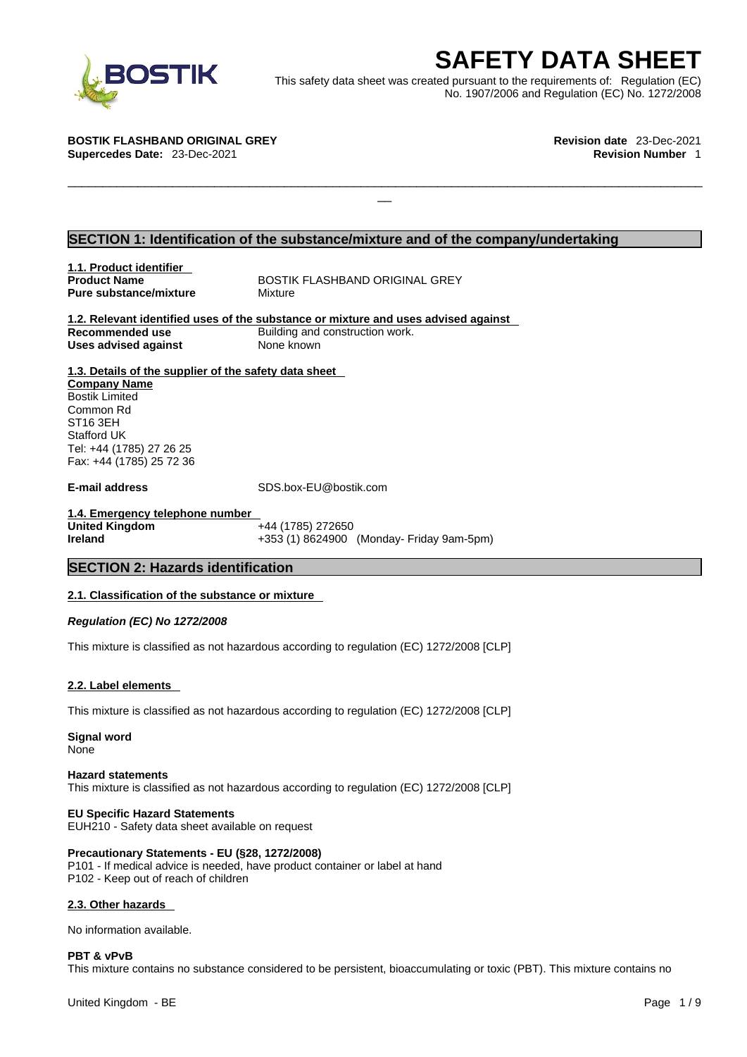# SAFETY DATA SHEET

This safety data sheet was created pursuant to the requirements of: Regulation (EC) No. 1907/2006 and Regulation (EC) No. 1272/2008

**BOSTIK FLASHBAND ORIGINAL GREY** **Revision date** 23-Dec-2021
**Supercedes Date:** 23-Dec-2021 **Revision Number** 1

## SECTION 1: Identification of the substance/mixture and of the company/undertaking

**1.1. Product identifier**

| | |
|---|---|
| **Product Name** | BOSTIK FLASHBAND ORIGINAL GREY |
| **Pure substance/mixture** | Mixture |

**1.2. Relevant identified uses of the substance or mixture and uses advised against**

| | |
|---|---|
| **Recommended use** | Building and construction work. |
| **Uses advised against** | None known |

**1.3. Details of the supplier of the safety data sheet**

**Company Name**
Bostik Limited
Common Rd
ST16 3EH
Stafford UK
Tel: +44 (1785) 27 26 25
Fax: +44 (1785) 25 72 36

**E-mail address** SDS.box-EU@bostik.com

**1.4. Emergency telephone number**

| | |
|---|---|
| **United Kingdom** | +44 (1785) 272650 |
| **Ireland** | +353 (1) 8624900 (Monday- Friday 9am-5pm) |

## SECTION 2: Hazards identification

**2.1. Classification of the substance or mixture**

***Regulation (EC) No 1272/2008***

This mixture is classified as not hazardous according to regulation (EC) 1272/2008 [CLP]

**2.2. Label elements**

This mixture is classified as not hazardous according to regulation (EC) 1272/2008 [CLP]

**Signal word**
None

**Hazard statements**
This mixture is classified as not hazardous according to regulation (EC) 1272/2008 [CLP]

**EU Specific Hazard Statements**
EUH210 - Safety data sheet available on request

**Precautionary Statements - EU (§28, 1272/2008)**
P101 - If medical advice is needed, have product container or label at hand
P102 - Keep out of reach of children

**2.3. Other hazards**

No information available.

**PBT & vPvB**
This mixture contains no substance considered to be persistent, bioaccumulating or toxic (PBT). This mixture contains no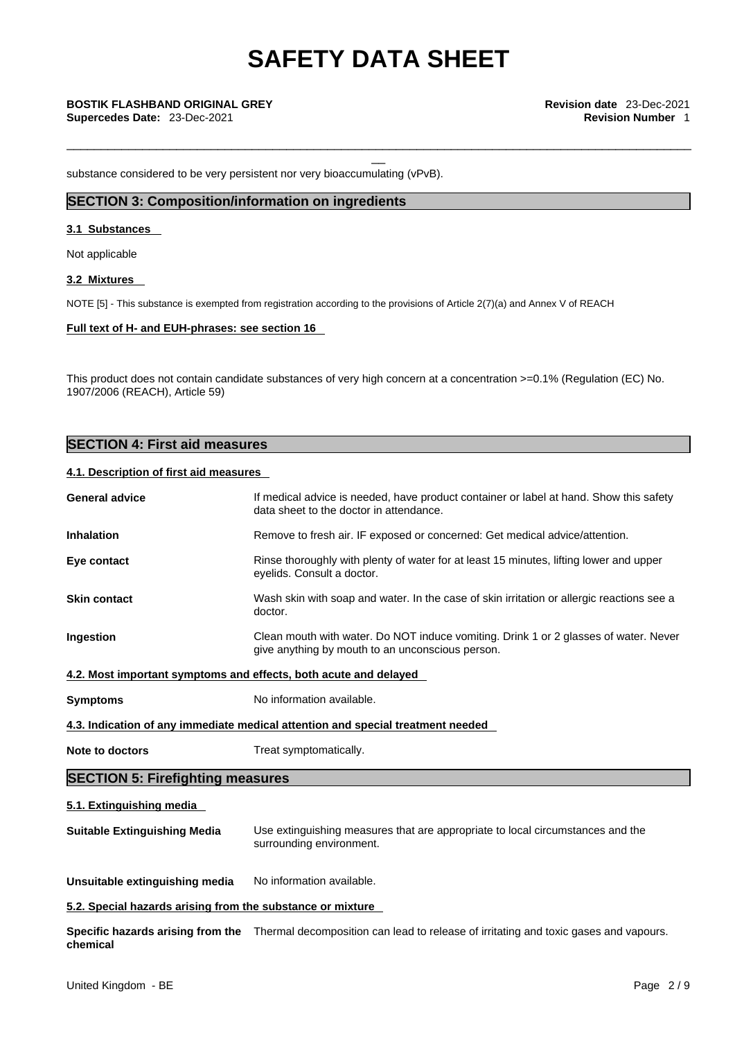substance considered to be very persistent nor very bioaccumulating (vPvB).

## SECTION 3: Composition/information on ingredients

### 3.1 Substances

Not applicable

### 3.2 Mixtures

NOTE [5] - This substance is exempted from registration according to the provisions of Article 2(7)(a) and Annex V of REACH

**Full text of H- and EUH-phrases: see section 16**

This product does not contain candidate substances of very high concern at a concentration >=0.1% (Regulation (EC) No. 1907/2006 (REACH), Article 59)

## SECTION 4: First aid measures

### 4.1. Description of first aid measures

**General advice**: If medical advice is needed, have product container or label at hand. Show this safety data sheet to the doctor in attendance.

**Inhalation**: Remove to fresh air. IF exposed or concerned: Get medical advice/attention.

**Eye contact**: Rinse thoroughly with plenty of water for at least 15 minutes, lifting lower and upper eyelids. Consult a doctor.

**Skin contact**: Wash skin with soap and water. In the case of skin irritation or allergic reactions see a doctor.

**Ingestion**: Clean mouth with water. Do NOT induce vomiting. Drink 1 or 2 glasses of water. Never give anything by mouth to an unconscious person.

### 4.2. Most important symptoms and effects, both acute and delayed

**Symptoms**: No information available.

### 4.3. Indication of any immediate medical attention and special treatment needed

**Note to doctors**: Treat symptomatically.

## SECTION 5: Firefighting measures

### 5.1. Extinguishing media

**Suitable Extinguishing Media**: Use extinguishing measures that are appropriate to local circumstances and the surrounding environment.

**Unsuitable extinguishing media**: No information available.

### 5.2. Special hazards arising from the substance or mixture

**Specific hazards arising from the chemical**: Thermal decomposition can lead to release of irritating and toxic gases and vapours.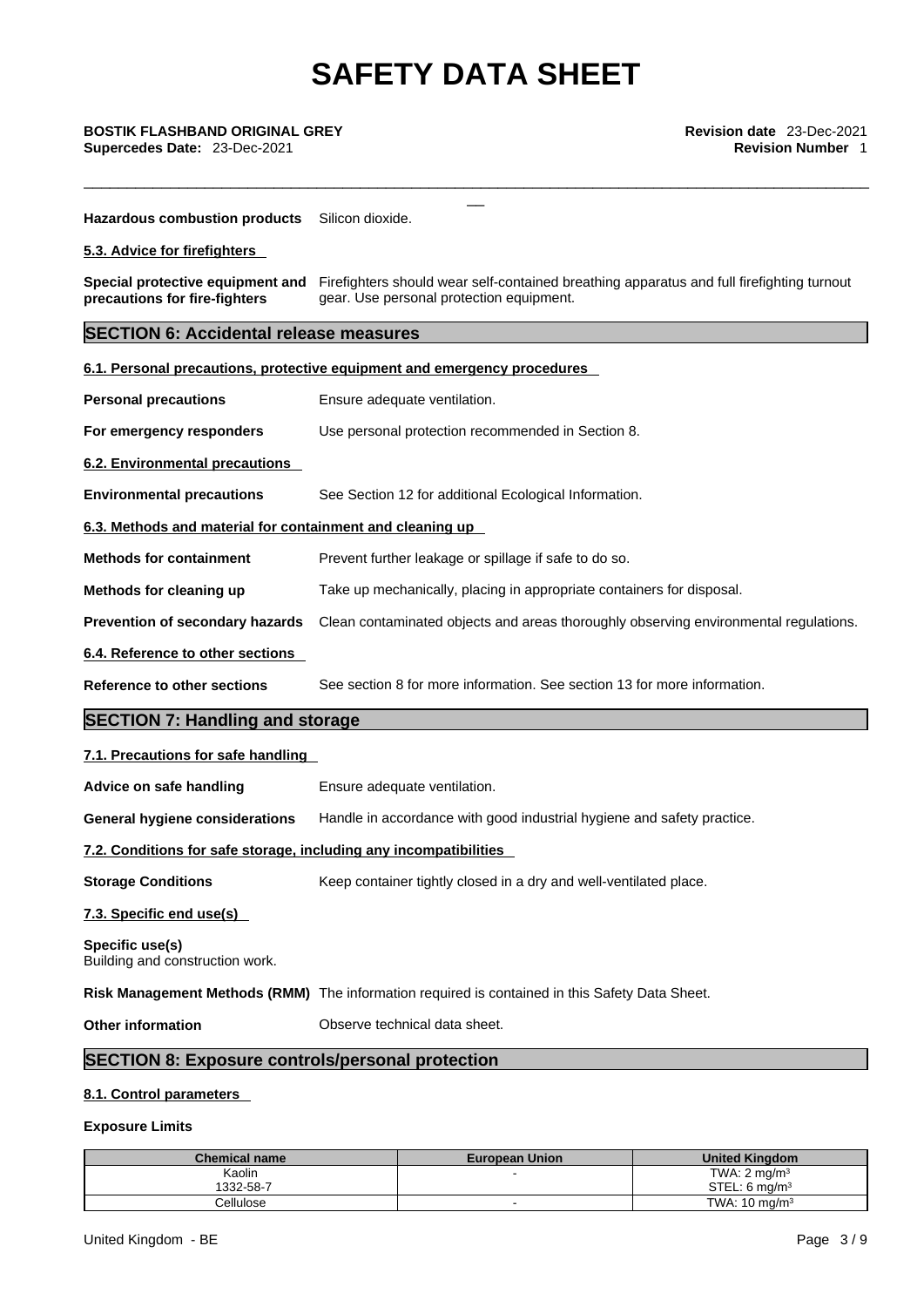**Hazardous combustion products** Silicon dioxide.

**5.3. Advice for firefighters**

**Special protective equipment and precautions for fire-fighters** Firefighters should wear self-contained breathing apparatus and full firefighting turnout gear. Use personal protection equipment.

## SECTION 6: Accidental release measures

**6.1. Personal precautions, protective equipment and emergency procedures**

**Personal precautions** Ensure adequate ventilation.

**For emergency responders** Use personal protection recommended in Section 8.

**6.2. Environmental precautions**

**Environmental precautions** See Section 12 for additional Ecological Information.

**6.3. Methods and material for containment and cleaning up**

**Methods for containment** Prevent further leakage or spillage if safe to do so.

**Methods for cleaning up** Take up mechanically, placing in appropriate containers for disposal.

**Prevention of secondary hazards** Clean contaminated objects and areas thoroughly observing environmental regulations.

**6.4. Reference to other sections**

**Reference to other sections** See section 8 for more information. See section 13 for more information.

## SECTION 7: Handling and storage

**7.1. Precautions for safe handling**

**Advice on safe handling** Ensure adequate ventilation.

**General hygiene considerations** Handle in accordance with good industrial hygiene and safety practice.

**7.2. Conditions for safe storage, including any incompatibilities**

**Storage Conditions** Keep container tightly closed in a dry and well-ventilated place.

**7.3. Specific end use(s)**

**Specific use(s)**
Building and construction work.

**Risk Management Methods (RMM)** The information required is contained in this Safety Data Sheet.

**Other information** Observe technical data sheet.

## SECTION 8: Exposure controls/personal protection

**8.1. Control parameters**

**Exposure Limits**

| Chemical name | European Union | United Kingdom |
|---|---|---|
| Kaolin<br>1332-58-7 | - | TWA: 2 mg/m$^3$<br>STEL: 6 mg/m$^3$ |
| Cellulose | - | TWA: 10 mg/m$^3$ |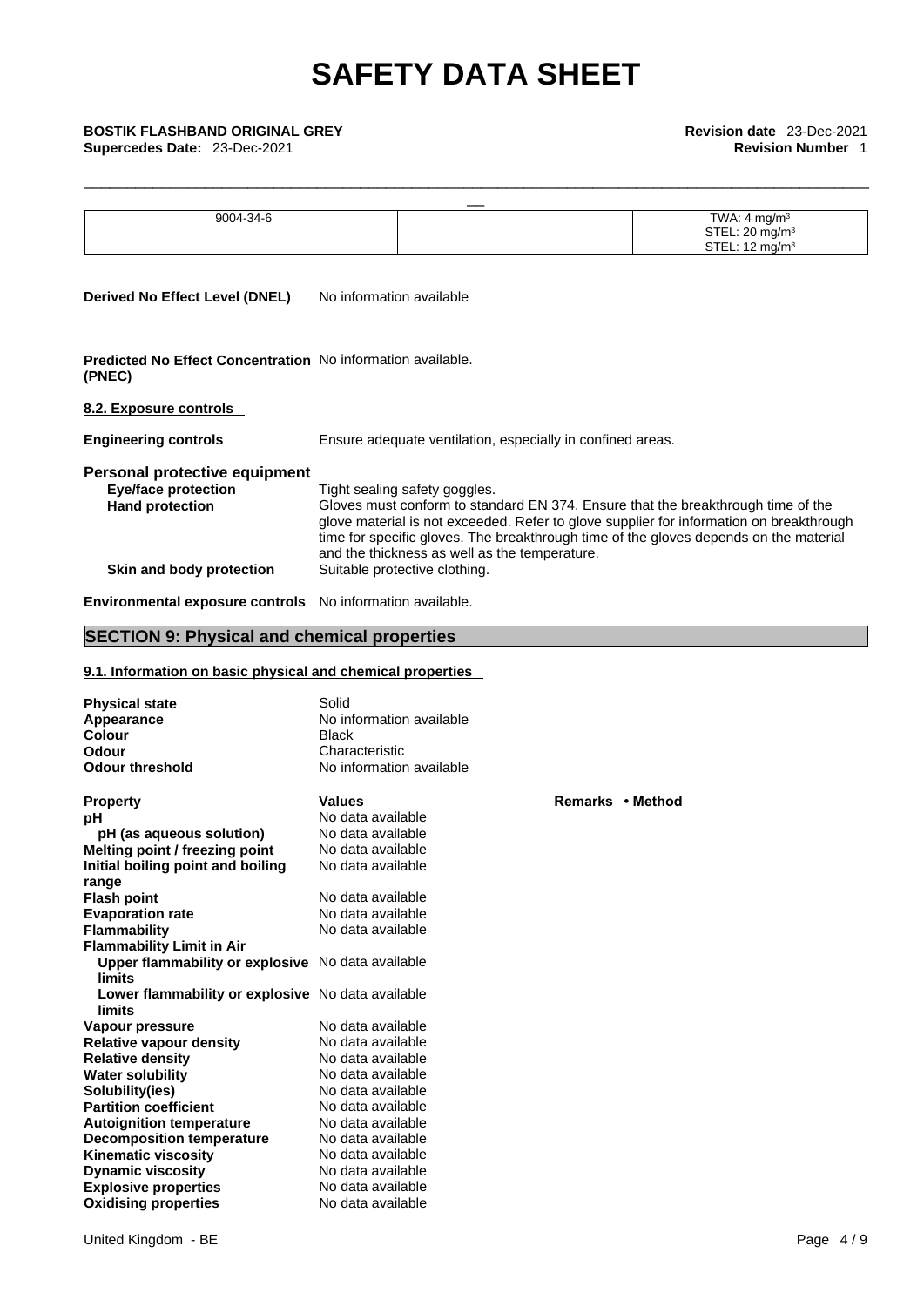| 9004-34-6 | | TWA: 4 mg/m³<br>STEL: 20 mg/m³<br>STEL: 12 mg/m³ |
|---|---|---|

**Derived No Effect Level (DNEL)** No information available

**Predicted No Effect Concentration (PNEC)** No information available.

**8.2. Exposure controls**

**Engineering controls** Ensure adequate ventilation, especially in confined areas.

### Personal protective equipment

**Eye/face protection** Tight sealing safety goggles.

**Hand protection** Gloves must conform to standard EN 374. Ensure that the breakthrough time of the glove material is not exceeded. Refer to glove supplier for information on breakthrough time for specific gloves. The breakthrough time of the gloves depends on the material and the thickness as well as the temperature.

**Skin and body protection** Suitable protective clothing.

**Environmental exposure controls** No information available.

## SECTION 9: Physical and chemical properties

**9.1. Information on basic physical and chemical properties**

| | |
|---|---|
| **Physical state** | Solid |
| **Appearance** | No information available |
| **Colour** | Black |
| **Odour** | Characteristic |
| **Odour threshold** | No information available |

| Property | Values | Remarks • Method |
|---|---|---|
| **pH** | No data available | |
| **pH (as aqueous solution)** | No data available | |
| **Melting point / freezing point** | No data available | |
| **Initial boiling point and boiling range** | No data available | |
| **Flash point** | No data available | |
| **Evaporation rate** | No data available | |
| **Flammability** | No data available | |
| **Flammability Limit in Air** | | |
| **Upper flammability or explosive limits** | No data available | |
| **Lower flammability or explosive limits** | No data available | |
| **Vapour pressure** | No data available | |
| **Relative vapour density** | No data available | |
| **Relative density** | No data available | |
| **Water solubility** | No data available | |
| **Solubility(ies)** | No data available | |
| **Partition coefficient** | No data available | |
| **Autoignition temperature** | No data available | |
| **Decomposition temperature** | No data available | |
| **Kinematic viscosity** | No data available | |
| **Dynamic viscosity** | No data available | |
| **Explosive properties** | No data available | |
| **Oxidising properties** | No data available | |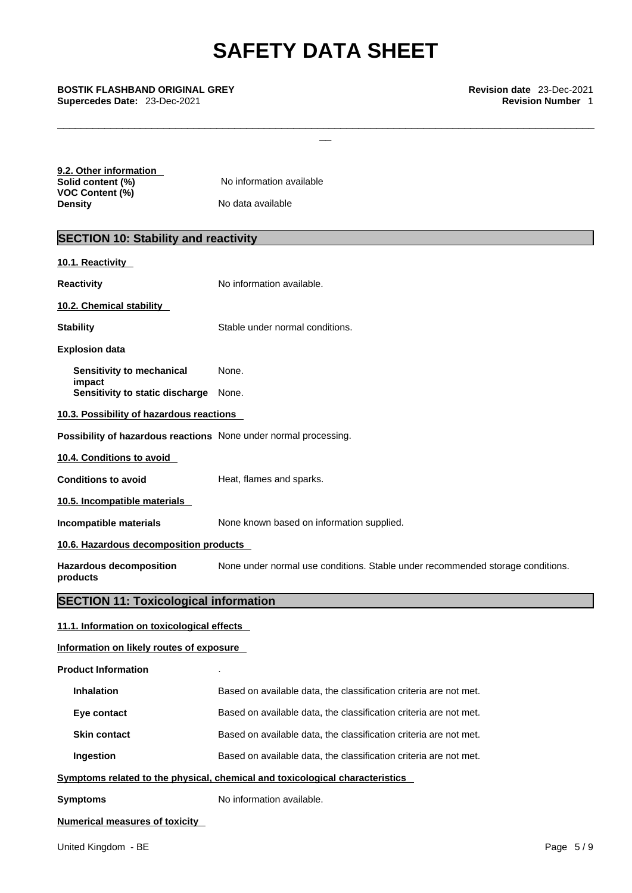**9.2. Other information**

| | |
|---|---|
| **Solid content (%)** | No information available |
| **VOC Content (%)** | |
| **Density** | No data available |

## SECTION 10: Stability and reactivity

**10.1. Reactivity**

**Reactivity** — No information available.

**10.2. Chemical stability**

**Stability** — Stable under normal conditions.

**Explosion data**

| | |
|---|---|
| **Sensitivity to mechanical impact** | None. |
| **Sensitivity to static discharge** | None. |

**10.3. Possibility of hazardous reactions**

**Possibility of hazardous reactions** — None under normal processing.

**10.4. Conditions to avoid**

**Conditions to avoid** — Heat, flames and sparks.

**10.5. Incompatible materials**

**Incompatible materials** — None known based on information supplied.

**10.6. Hazardous decomposition products**

**Hazardous decomposition products** — None under normal use conditions. Stable under recommended storage conditions.

## SECTION 11: Toxicological information

**11.1. Information on toxicological effects**

**Information on likely routes of exposure**

**Product Information** .

| | |
|---|---|
| **Inhalation** | Based on available data, the classification criteria are not met. |
| **Eye contact** | Based on available data, the classification criteria are not met. |
| **Skin contact** | Based on available data, the classification criteria are not met. |
| **Ingestion** | Based on available data, the classification criteria are not met. |

**Symptoms related to the physical, chemical and toxicological characteristics**

**Symptoms** — No information available.

**Numerical measures of toxicity**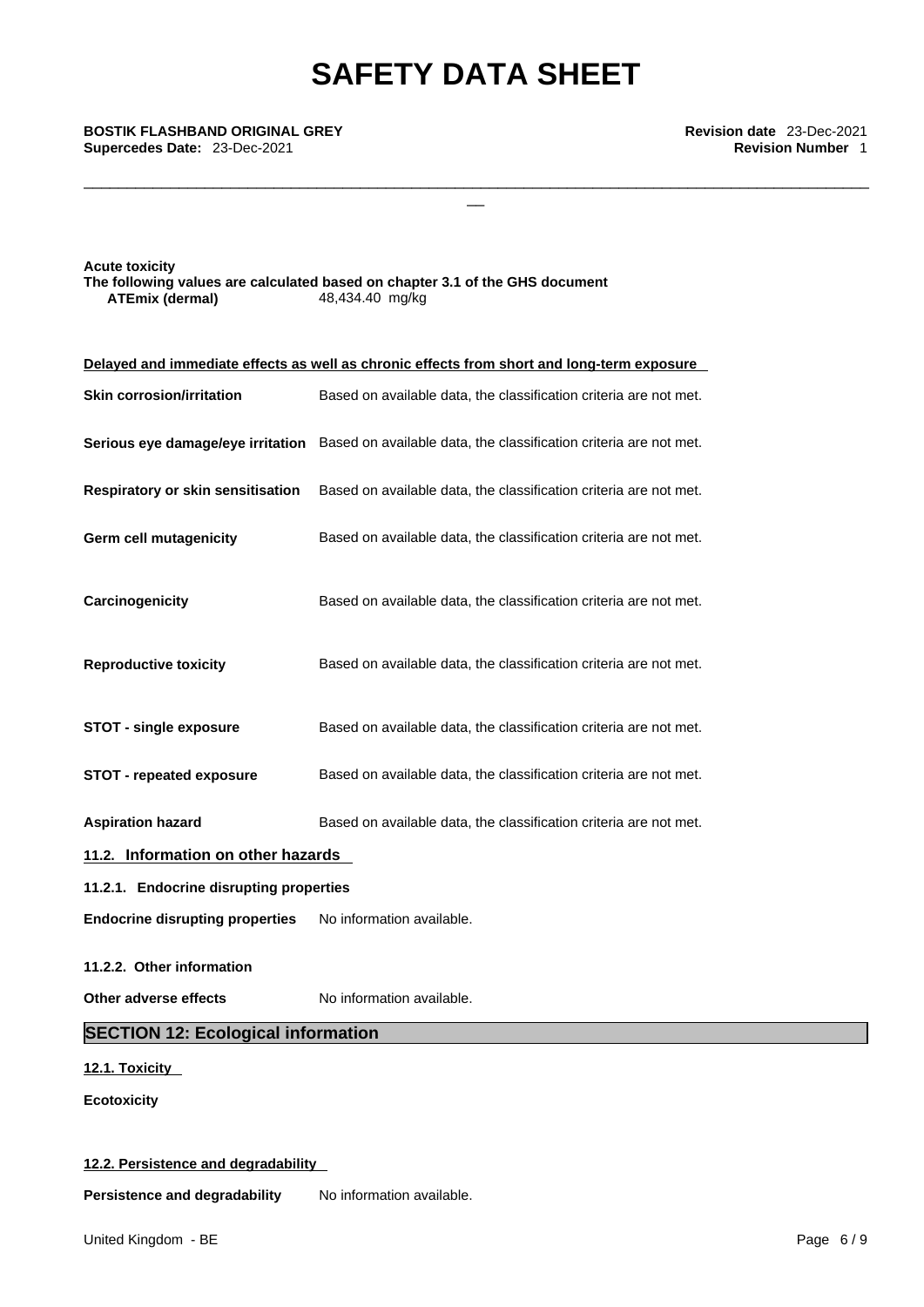**Acute toxicity**

**The following values are calculated based on chapter 3.1 of the GHS document**

| | |
|---|---|
| **ATEmix (dermal)** | 48,434.40 mg/kg |

**Delayed and immediate effects as well as chronic effects from short and long-term exposure**

| | |
|---|---|
| **Skin corrosion/irritation** | Based on available data, the classification criteria are not met. |
| **Serious eye damage/eye irritation** | Based on available data, the classification criteria are not met. |
| **Respiratory or skin sensitisation** | Based on available data, the classification criteria are not met. |
| **Germ cell mutagenicity** | Based on available data, the classification criteria are not met. |
| **Carcinogenicity** | Based on available data, the classification criteria are not met. |
| **Reproductive toxicity** | Based on available data, the classification criteria are not met. |
| **STOT - single exposure** | Based on available data, the classification criteria are not met. |
| **STOT - repeated exposure** | Based on available data, the classification criteria are not met. |
| **Aspiration hazard** | Based on available data, the classification criteria are not met. |

### 11.2. Information on other hazards

**11.2.1. Endocrine disrupting properties**

**Endocrine disrupting properties** No information available.

**11.2.2. Other information**

**Other adverse effects** No information available.

## SECTION 12: Ecological information

### 12.1. Toxicity

**Ecotoxicity**

### 12.2. Persistence and degradability

**Persistence and degradability** No information available.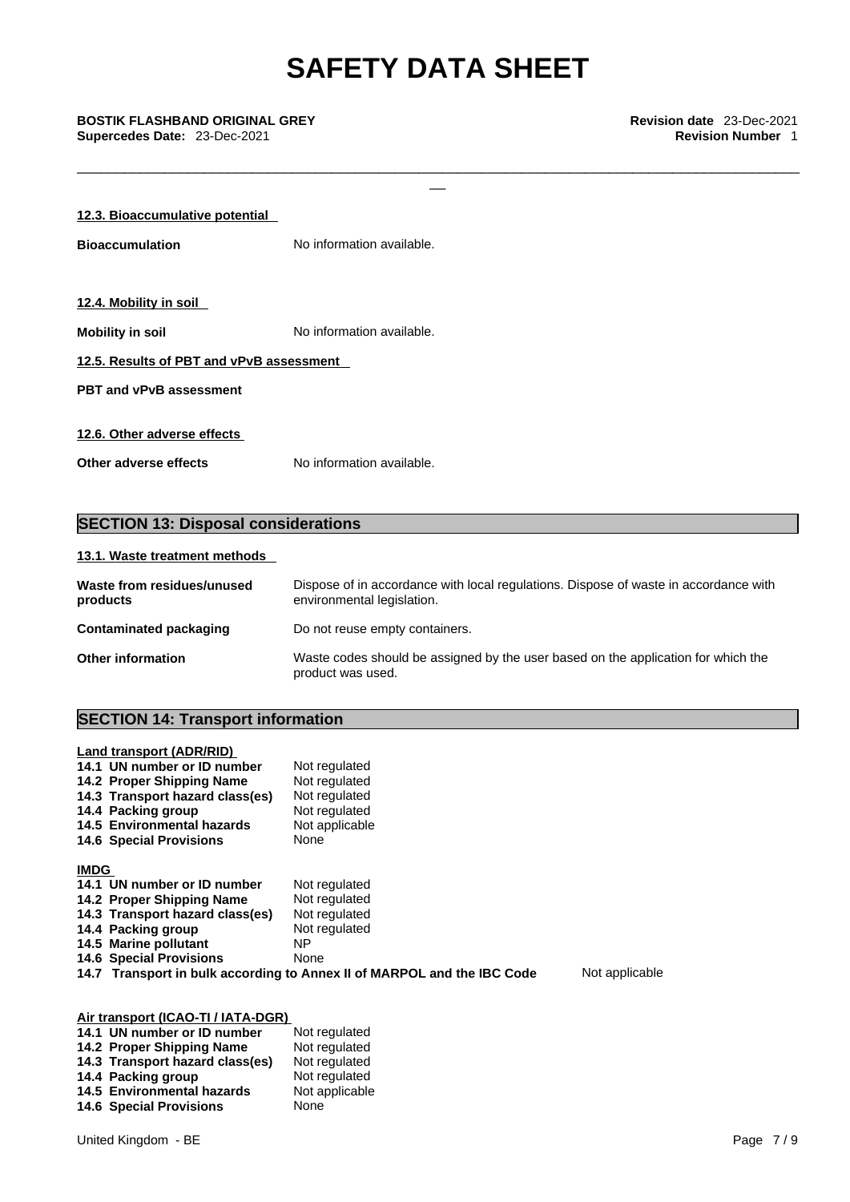#### 12.3. Bioaccumulative potential

**Bioaccumulation** No information available.

#### 12.4. Mobility in soil

**Mobility in soil** No information available.

#### 12.5. Results of PBT and vPvB assessment

**PBT and vPvB assessment**

#### 12.6. Other adverse effects

**Other adverse effects** No information available.

## SECTION 13: Disposal considerations

#### 13.1. Waste treatment methods

| | |
|---|---|
| **Waste from residues/unused products** | Dispose of in accordance with local regulations. Dispose of waste in accordance with environmental legislation. |
| **Contaminated packaging** | Do not reuse empty containers. |
| **Other information** | Waste codes should be assigned by the user based on the application for which the product was used. |

## SECTION 14: Transport information

**Land transport (ADR/RID)**

| | |
|---|---|
| **14.1 UN number or ID number** | Not regulated |
| **14.2 Proper Shipping Name** | Not regulated |
| **14.3 Transport hazard class(es)** | Not regulated |
| **14.4 Packing group** | Not regulated |
| **14.5 Environmental hazards** | Not applicable |
| **14.6 Special Provisions** | None |

**IMDG**

| | |
|---|---|
| **14.1 UN number or ID number** | Not regulated |
| **14.2 Proper Shipping Name** | Not regulated |
| **14.3 Transport hazard class(es)** | Not regulated |
| **14.4 Packing group** | Not regulated |
| **14.5 Marine pollutant** | NP |
| **14.6 Special Provisions** | None |
| **14.7 Transport in bulk according to Annex II of MARPOL and the IBC Code** | Not applicable |

**Air transport (ICAO-TI / IATA-DGR)**

| | |
|---|---|
| **14.1 UN number or ID number** | Not regulated |
| **14.2 Proper Shipping Name** | Not regulated |
| **14.3 Transport hazard class(es)** | Not regulated |
| **14.4 Packing group** | Not regulated |
| **14.5 Environmental hazards** | Not applicable |
| **14.6 Special Provisions** | None |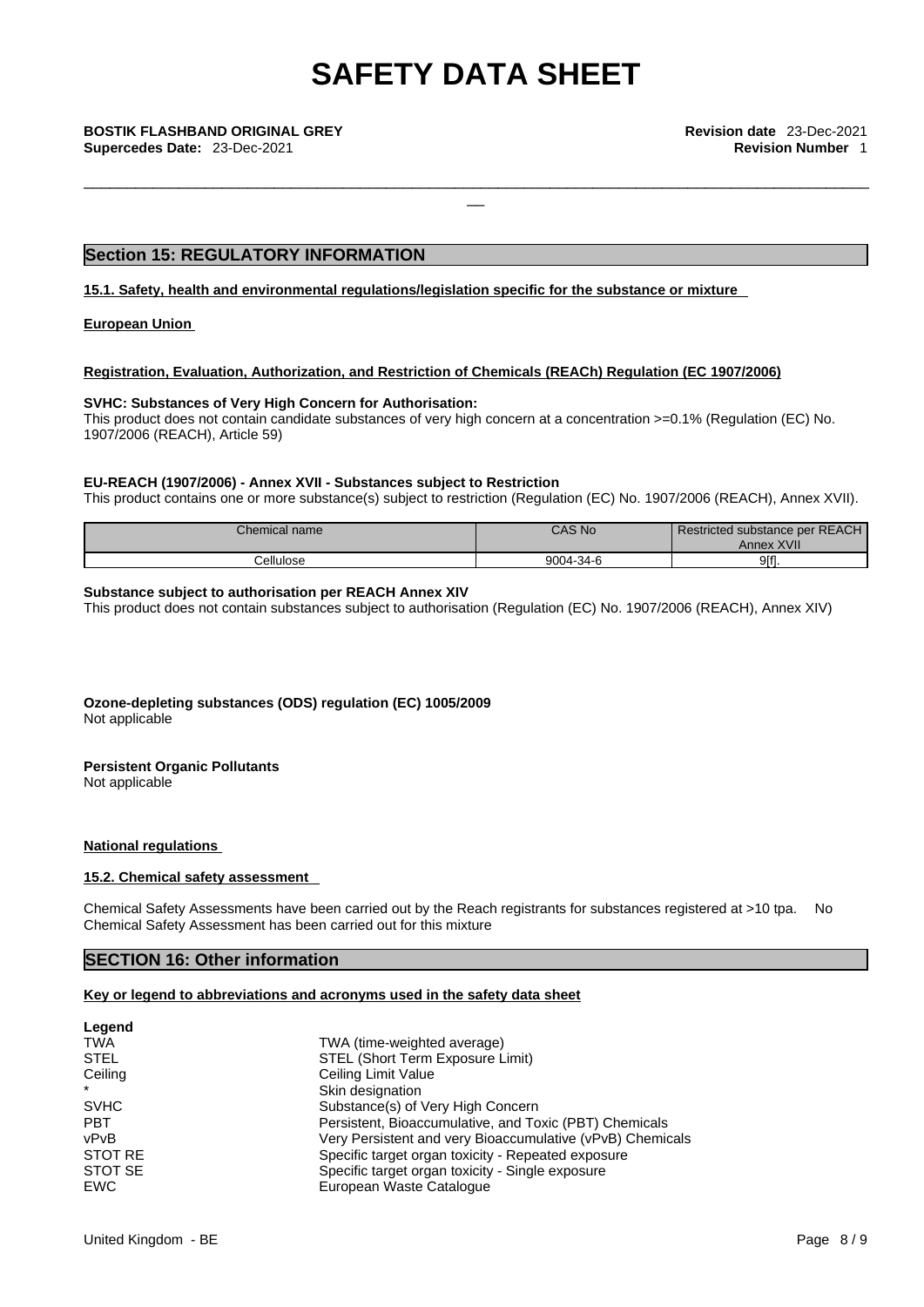## Section 15: REGULATORY INFORMATION

**15.1. Safety, health and environmental regulations/legislation specific for the substance or mixture**

**European Union**

**Registration, Evaluation, Authorization, and Restriction of Chemicals (REACh) Regulation (EC 1907/2006)**

**SVHC: Substances of Very High Concern for Authorisation:**

This product does not contain candidate substances of very high concern at a concentration >=0.1% (Regulation (EC) No. 1907/2006 (REACH), Article 59)

**EU-REACH (1907/2006) - Annex XVII - Substances subject to Restriction**

This product contains one or more substance(s) subject to restriction (Regulation (EC) No. 1907/2006 (REACH), Annex XVII).

| Chemical name | CAS No | Restricted substance per REACH Annex XVII |
|---|---|---|
| Cellulose | 9004-34-6 | 9[f]. |

**Substance subject to authorisation per REACH Annex XIV**

This product does not contain substances subject to authorisation (Regulation (EC) No. 1907/2006 (REACH), Annex XIV)

**Ozone-depleting substances (ODS) regulation (EC) 1005/2009**

Not applicable

**Persistent Organic Pollutants**

Not applicable

**National regulations**

**15.2. Chemical safety assessment**

Chemical Safety Assessments have been carried out by the Reach registrants for substances registered at >10 tpa. No Chemical Safety Assessment has been carried out for this mixture

## SECTION 16: Other information

**Key or legend to abbreviations and acronyms used in the safety data sheet**

**Legend**

| | |
|---|---|
| TWA | TWA (time-weighted average) |
| STEL | STEL (Short Term Exposure Limit) |
| Ceiling | Ceiling Limit Value |
| * | Skin designation |
| SVHC | Substance(s) of Very High Concern |
| PBT | Persistent, Bioaccumulative, and Toxic (PBT) Chemicals |
| vPvB | Very Persistent and very Bioaccumulative (vPvB) Chemicals |
| STOT RE | Specific target organ toxicity - Repeated exposure |
| STOT SE | Specific target organ toxicity - Single exposure |
| EWC | European Waste Catalogue |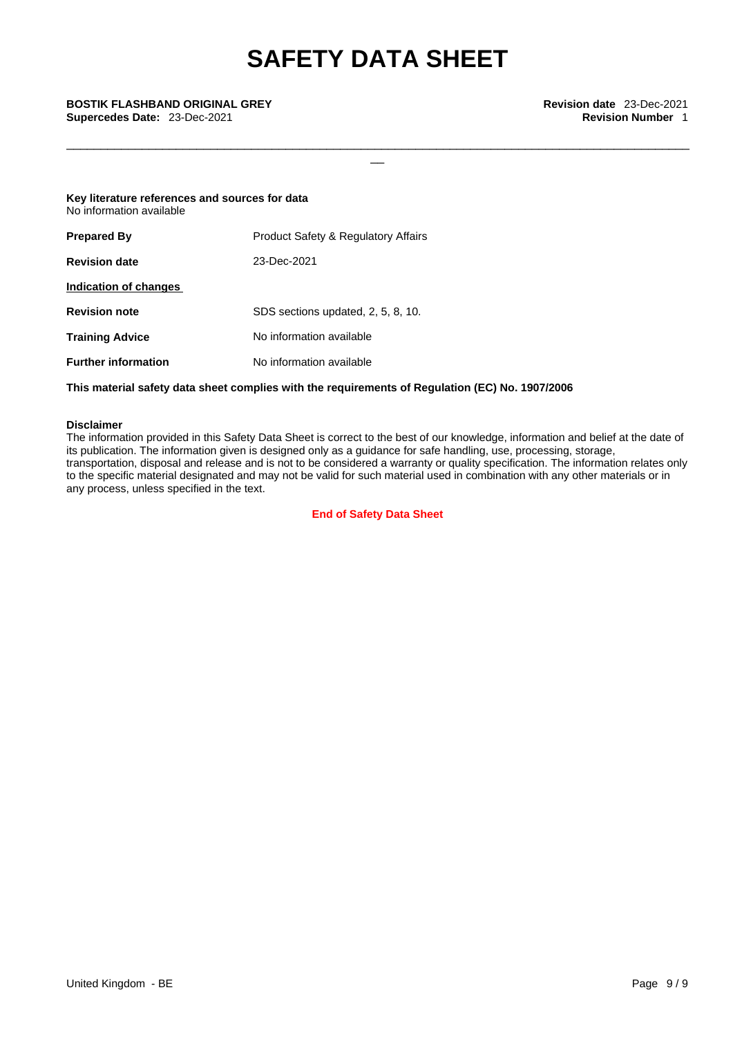**Key literature references and sources for data**
No information available

| | |
|---|---|
| **Prepared By** | Product Safety & Regulatory Affairs |
| **Revision date** | 23-Dec-2021 |

**Indication of changes**

| | |
|---|---|
| **Revision note** | SDS sections updated, 2, 5, 8, 10. |
| **Training Advice** | No information available |
| **Further information** | No information available |

**This material safety data sheet complies with the requirements of Regulation (EC) No. 1907/2006**

**Disclaimer**
The information provided in this Safety Data Sheet is correct to the best of our knowledge, information and belief at the date of its publication. The information given is designed only as a guidance for safe handling, use, processing, storage, transportation, disposal and release and is not to be considered a warranty or quality specification. The information relates only to the specific material designated and may not be valid for such material used in combination with any other materials or in any process, unless specified in the text.

**End of Safety Data Sheet**